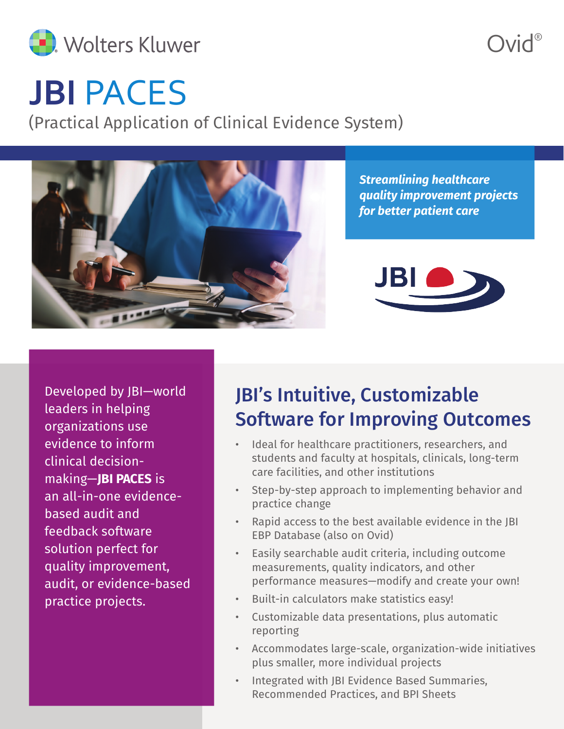# JBI PACES

(Practical Application of Clinical Evidence System)

***Streamlining healthcare quality improvement projects for better patient care***

Developed by JBI—world leaders in helping organizations use evidence to inform clinical decision-making—**JBI PACES** is an all-in-one evidence-based audit and feedback software solution perfect for quality improvement, audit, or evidence-based practice projects.

## JBI's Intuitive, Customizable Software for Improving Outcomes

- Ideal for healthcare practitioners, researchers, and students and faculty at hospitals, clinicals, long-term care facilities, and other institutions
- Step-by-step approach to implementing behavior and practice change
- Rapid access to the best available evidence in the JBI EBP Database (also on Ovid)
- Easily searchable audit criteria, including outcome measurements, quality indicators, and other performance measures—modify and create your own!
- Built-in calculators make statistics easy!
- Customizable data presentations, plus automatic reporting
- Accommodates large-scale, organization-wide initiatives plus smaller, more individual projects
- Integrated with JBI Evidence Based Summaries, Recommended Practices, and BPI Sheets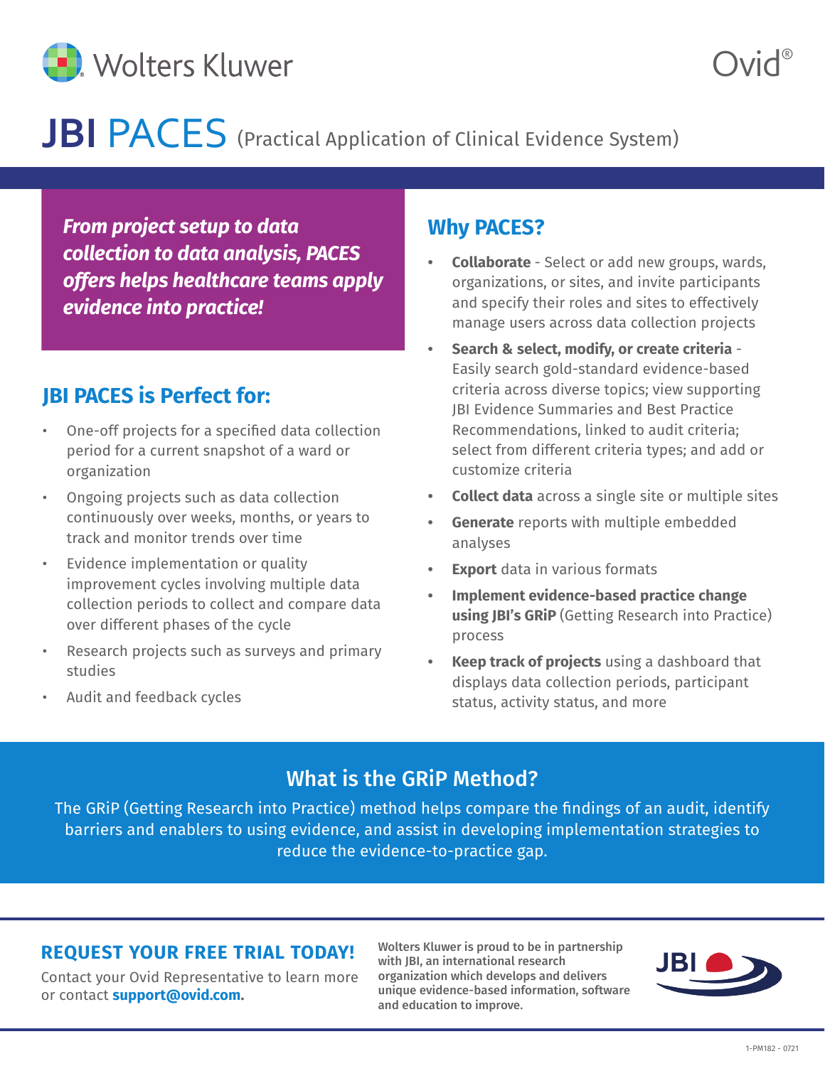Wolters Kluwer

Ovid®

# JBI PACES (Practical Application of Clinical Evidence System)

***From project setup to data collection to data analysis, PACES offers helps healthcare teams apply evidence into practice!***

## JBI PACES is Perfect for:

- One-off projects for a specified data collection period for a current snapshot of a ward or organization
- Ongoing projects such as data collection continuously over weeks, months, or years to track and monitor trends over time
- Evidence implementation or quality improvement cycles involving multiple data collection periods to collect and compare data over different phases of the cycle
- Research projects such as surveys and primary studies
- Audit and feedback cycles

## Why PACES?

- **Collaborate** - Select or add new groups, wards, organizations, or sites, and invite participants and specify their roles and sites to effectively manage users across data collection projects
- **Search & select, modify, or create criteria** - Easily search gold-standard evidence-based criteria across diverse topics; view supporting JBI Evidence Summaries and Best Practice Recommendations, linked to audit criteria; select from different criteria types; and add or customize criteria
- **Collect data** across a single site or multiple sites
- **Generate** reports with multiple embedded analyses
- **Export** data in various formats
- **Implement evidence-based practice change using JBI's GRiP** (Getting Research into Practice) process
- **Keep track of projects** using a dashboard that displays data collection periods, participant status, activity status, and more

## What is the GRiP Method?

The GRiP (Getting Research into Practice) method helps compare the findings of an audit, identify barriers and enablers to using evidence, and assist in developing implementation strategies to reduce the evidence-to-practice gap.

## REQUEST YOUR FREE TRIAL TODAY!

Contact your Ovid Representative to learn more or contact **support@ovid.com.**

**Wolters Kluwer is proud to be in partnership with JBI, an international research organization which develops and delivers unique evidence-based information, software and education to improve.**

JBI

1-PM182 - 0721